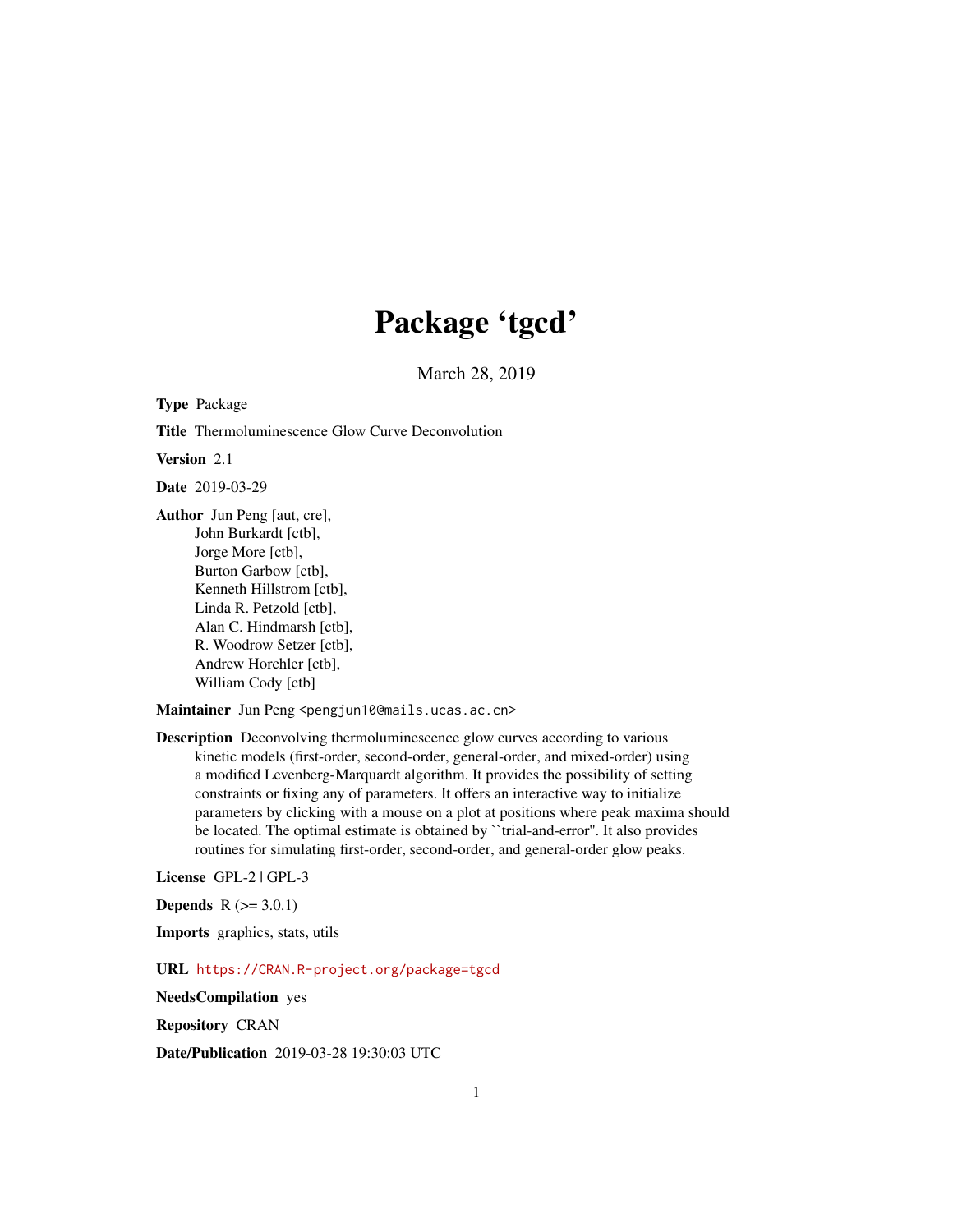# Package 'tgcd'

March 28, 2019

**Type** Package

**Title** Thermoluminescence Glow Curve Deconvolution

**Version** 2.1

**Date** 2019-03-29

**Author** Jun Peng [aut, cre],
John Burkardt [ctb],
Jorge More [ctb],
Burton Garbow [ctb],
Kenneth Hillstrom [ctb],
Linda R. Petzold [ctb],
Alan C. Hindmarsh [ctb],
R. Woodrow Setzer [ctb],
Andrew Horchler [ctb],
William Cody [ctb]

**Maintainer** Jun Peng <pengjun10@mails.ucas.ac.cn>

**Description** Deconvolving thermoluminescence glow curves according to various kinetic models (first-order, second-order, general-order, and mixed-order) using a modified Levenberg-Marquardt algorithm. It provides the possibility of setting constraints or fixing any of parameters. It offers an interactive way to initialize parameters by clicking with a mouse on a plot at positions where peak maxima should be located. The optimal estimate is obtained by ``trial-and-error''. It also provides routines for simulating first-order, second-order, and general-order glow peaks.

**License** GPL-2 | GPL-3

**Depends** R (>= 3.0.1)

**Imports** graphics, stats, utils

**URL** https://CRAN.R-project.org/package=tgcd

**NeedsCompilation** yes

**Repository** CRAN

**Date/Publication** 2019-03-28 19:30:03 UTC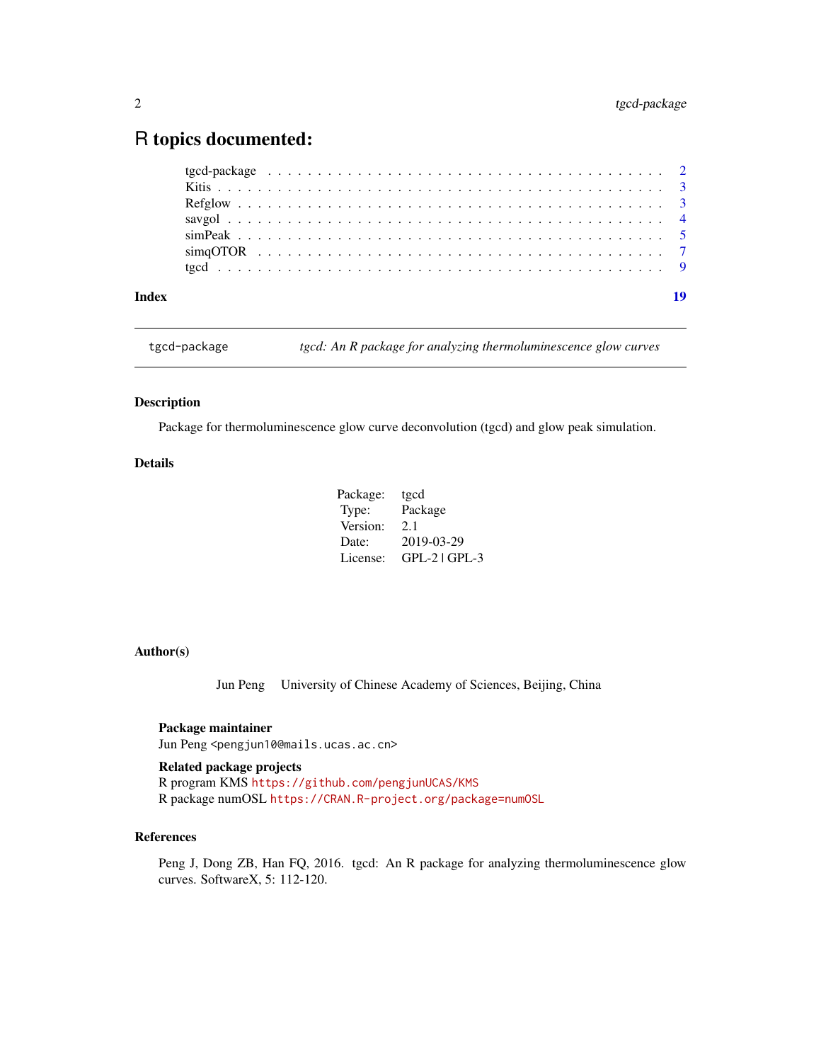# R topics documented:

| | |
|---|---|
| tgcd-package | 2 |
| Kitis | 3 |
| Refglow | 3 |
| savgol | 4 |
| simPeak | 5 |
| simqOTOR | 7 |
| tgcd | 9 |
| **Index** | **19** |

---

tgcd-package — *tgcd: An R package for analyzing thermoluminescence glow curves*

---

### Description

Package for thermoluminescence glow curve deconvolution (tgcd) and glow peak simulation.

### Details

| | |
|---|---|
| Package: | tgcd |
| Type: | Package |
| Version: | 2.1 |
| Date: | 2019-03-29 |
| License: | GPL-2 \| GPL-3 |

### Author(s)

Jun Peng University of Chinese Academy of Sciences, Beijing, China

**Package maintainer**

Jun Peng <pengjun10@mails.ucas.ac.cn>

**Related package projects**

R program KMS https://github.com/pengjunUCAS/KMS
R package numOSL https://CRAN.R-project.org/package=numOSL

### References

Peng J, Dong ZB, Han FQ, 2016. tgcd: An R package for analyzing thermoluminescence glow curves. SoftwareX, 5: 112-120.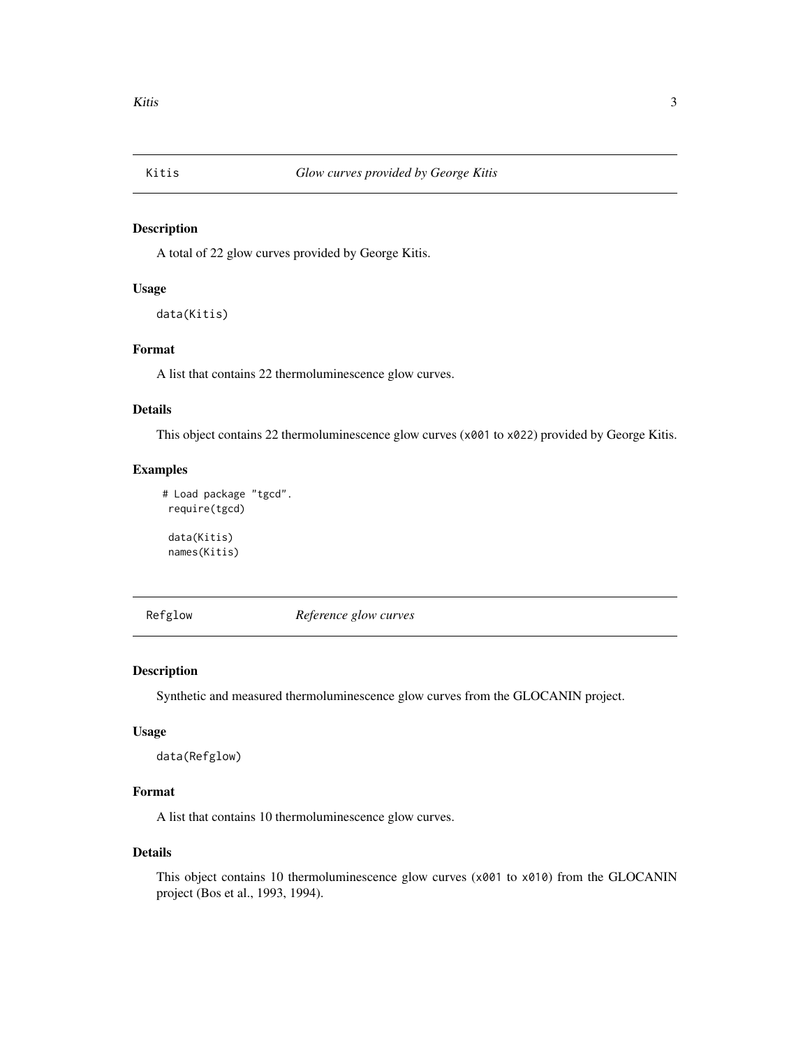## Kitis — *Glow curves provided by George Kitis*

### Description

A total of 22 glow curves provided by George Kitis.

### Usage

```
data(Kitis)
```

### Format

A list that contains 22 thermoluminescence glow curves.

### Details

This object contains 22 thermoluminescence glow curves (`x001` to `x022`) provided by George Kitis.

### Examples

```
# Load package "tgcd".
require(tgcd)

data(Kitis)
names(Kitis)
```

## Refglow — *Reference glow curves*

### Description

Synthetic and measured thermoluminescence glow curves from the GLOCANIN project.

### Usage

```
data(Refglow)
```

### Format

A list that contains 10 thermoluminescence glow curves.

### Details

This object contains 10 thermoluminescence glow curves (`x001` to `x010`) from the GLOCANIN project (Bos et al., 1993, 1994).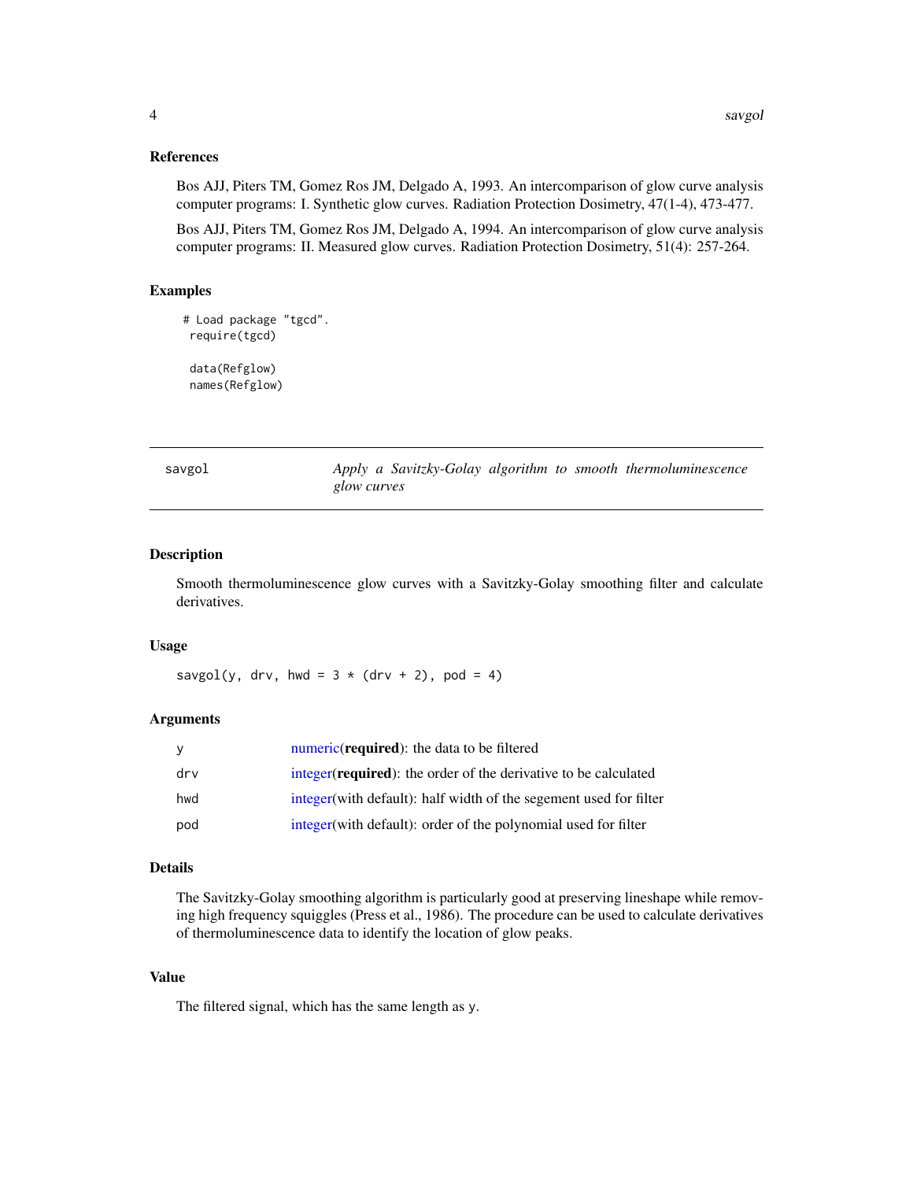### References

Bos AJJ, Piters TM, Gomez Ros JM, Delgado A, 1993. An intercomparison of glow curve analysis computer programs: I. Synthetic glow curves. Radiation Protection Dosimetry, 47(1-4), 473-477.

Bos AJJ, Piters TM, Gomez Ros JM, Delgado A, 1994. An intercomparison of glow curve analysis computer programs: II. Measured glow curves. Radiation Protection Dosimetry, 51(4): 257-264.

### Examples

```
# Load package "tgcd".
 require(tgcd)

 data(Refglow)
 names(Refglow)
```

---

## savgol — *Apply a Savitzky-Golay algorithm to smooth thermoluminescence glow curves*

---

### Description

Smooth thermoluminescence glow curves with a Savitzky-Golay smoothing filter and calculate derivatives.

### Usage

```
savgol(y, drv, hwd = 3 * (drv + 2), pod = 4)
```

### Arguments

| | |
|---|---|
| `y` | numeric(**required**): the data to be filtered |
| `drv` | integer(**required**): the order of the derivative to be calculated |
| `hwd` | integer(with default): half width of the segement used for filter |
| `pod` | integer(with default): order of the polynomial used for filter |

### Details

The Savitzky-Golay smoothing algorithm is particularly good at preserving lineshape while removing high frequency squiggles (Press et al., 1986). The procedure can be used to calculate derivatives of thermoluminescence data to identify the location of glow peaks.

### Value

The filtered signal, which has the same length as `y`.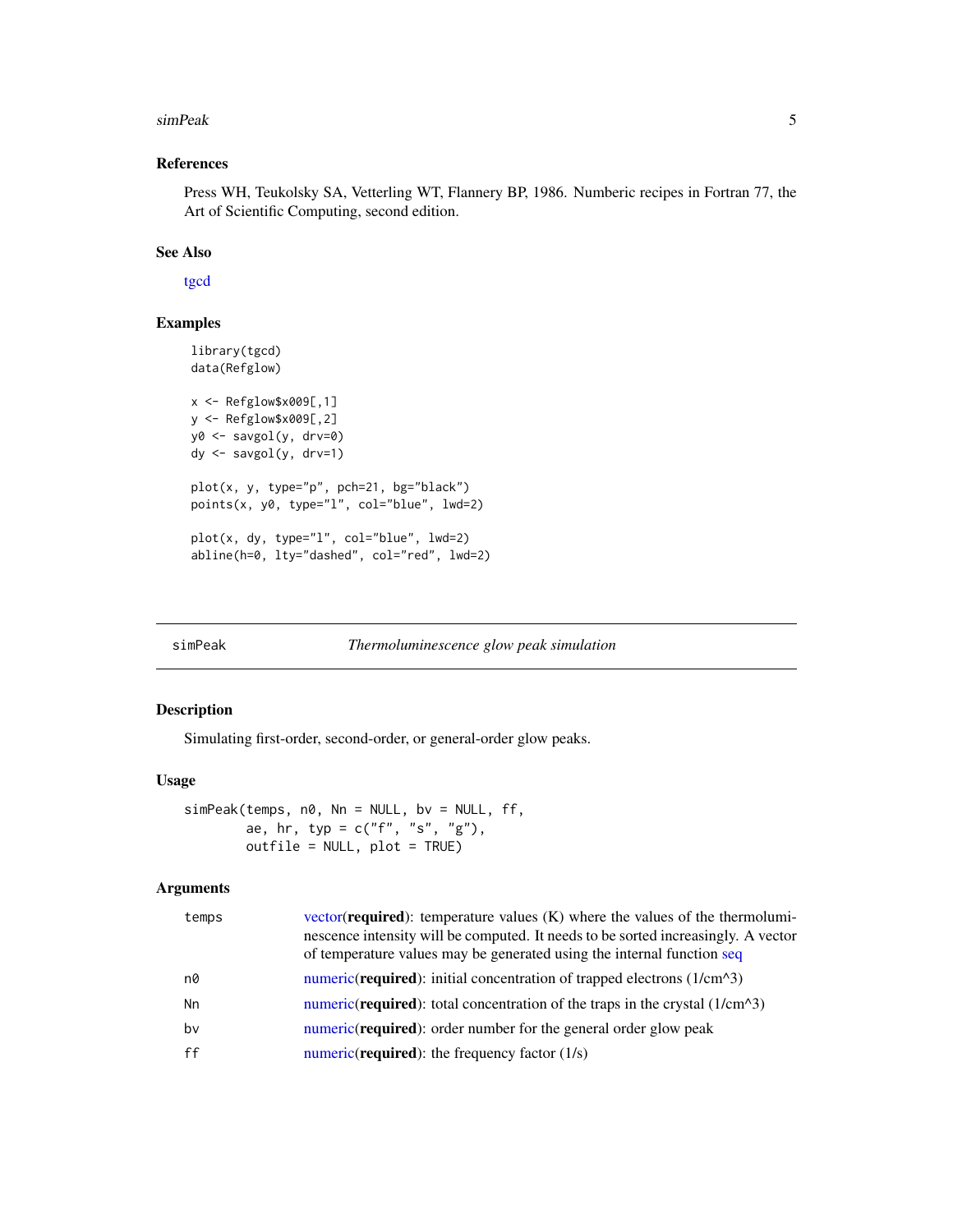### References

Press WH, Teukolsky SA, Vetterling WT, Flannery BP, 1986. Numberic recipes in Fortran 77, the Art of Scientific Computing, second edition.

### See Also

tgcd

### Examples

```
library(tgcd)
data(Refglow)

x <- Refglow$x009[,1]
y <- Refglow$x009[,2]
y0 <- savgol(y, drv=0)
dy <- savgol(y, drv=1)

plot(x, y, type="p", pch=21, bg="black")
points(x, y0, type="l", col="blue", lwd=2)

plot(x, dy, type="l", col="blue", lwd=2)
abline(h=0, lty="dashed", col="red", lwd=2)
```

---

## simPeak *Thermoluminescence glow peak simulation*

### Description

Simulating first-order, second-order, or general-order glow peaks.

### Usage

```
simPeak(temps, n0, Nn = NULL, bv = NULL, ff,
        ae, hr, typ = c("f", "s", "g"),
        outfile = NULL, plot = TRUE)
```

### Arguments

| | |
|---|---|
| temps | vector(**required**): temperature values (K) where the values of the thermoluminescence intensity will be computed. It needs to be sorted increasingly. A vector of temperature values may be generated using the internal function seq |
| n0 | numeric(**required**): initial concentration of trapped electrons (1/cm^3) |
| Nn | numeric(**required**): total concentration of the traps in the crystal (1/cm^3) |
| bv | numeric(**required**): order number for the general order glow peak |
| ff | numeric(**required**): the frequency factor (1/s) |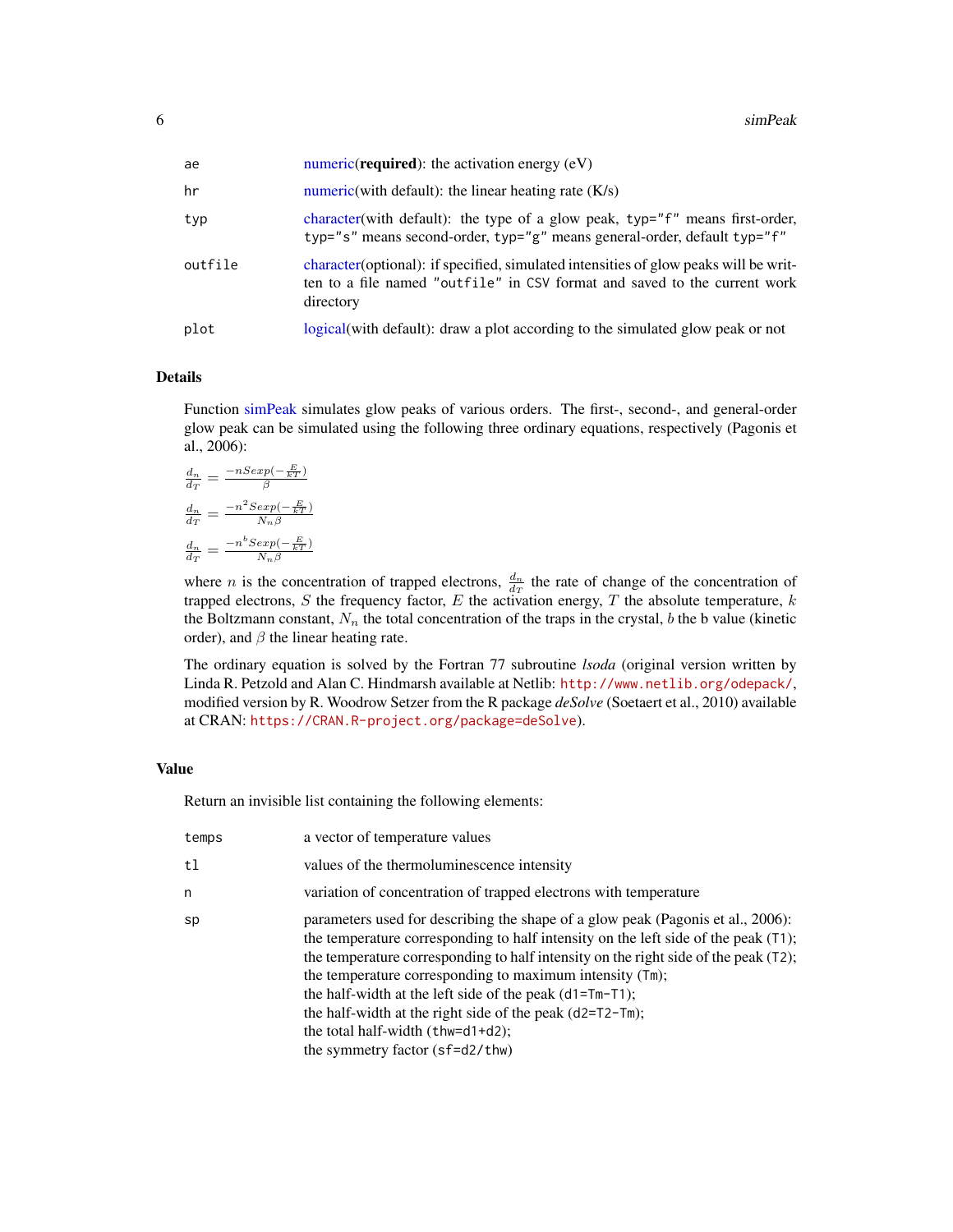| | |
|---|---|
| ae | numeric(**required**): the activation energy (eV) |
| hr | numeric(with default): the linear heating rate (K/s) |
| typ | character(with default): the type of a glow peak, `typ="f"` means first-order, `typ="s"` means second-order, `typ="g"` means general-order, default `typ="f"` |
| outfile | character(optional): if specified, simulated intensities of glow peaks will be written to a file named `"outfile"` in CSV format and saved to the current work directory |
| plot | logical(with default): draw a plot according to the simulated glow peak or not |

## Details

Function simPeak simulates glow peaks of various orders. The first-, second-, and general-order glow peak can be simulated using the following three ordinary equations, respectively (Pagonis et al., 2006):

$$\frac{d_n}{d_T} = \frac{-nSexp(-\frac{E}{kT})}{\beta}$$

$$\frac{d_n}{d_T} = \frac{-n^2Sexp(-\frac{E}{kT})}{N_n\beta}$$

$$\frac{d_n}{d_T} = \frac{-n^bSexp(-\frac{E}{kT})}{N_n\beta}$$

where $n$ is the concentration of trapped electrons, $\frac{d_n}{d_T}$ the rate of change of the concentration of trapped electrons, $S$ the frequency factor, $E$ the activation energy, $T$ the absolute temperature, $k$ the Boltzmann constant, $N_n$ the total concentration of the traps in the crystal, $b$ the b value (kinetic order), and $\beta$ the linear heating rate.

The ordinary equation is solved by the Fortran 77 subroutine *lsoda* (original version written by Linda R. Petzold and Alan C. Hindmarsh available at Netlib: http://www.netlib.org/odepack/, modified version by R. Woodrow Setzer from the R package *deSolve* (Soetaert et al., 2010) available at CRAN: https://CRAN.R-project.org/package=deSolve).

## Value

Return an invisible list containing the following elements:

| | |
|---|---|
| temps | a vector of temperature values |
| tl | values of the thermoluminescence intensity |
| n | variation of concentration of trapped electrons with temperature |
| sp | parameters used for describing the shape of a glow peak (Pagonis et al., 2006): the temperature corresponding to half intensity on the left side of the peak (`T1`); the temperature corresponding to half intensity on the right side of the peak (`T2`); the temperature corresponding to maximum intensity (`Tm`); the half-width at the left side of the peak (`d1=Tm-T1`); the half-width at the right side of the peak (`d2=T2-Tm`); the total half-width (`thw=d1+d2`); the symmetry factor (`sf=d2/thw`) |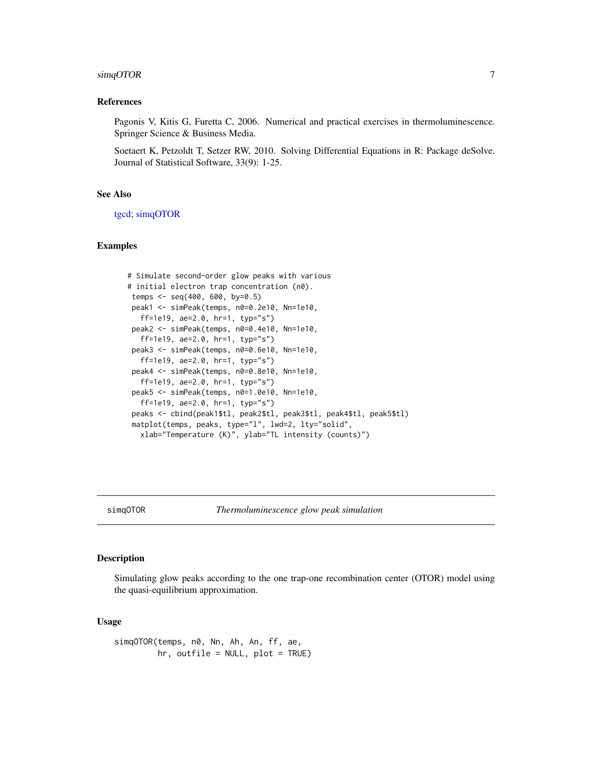### References

Pagonis V, Kitis G, Furetta C, 2006. Numerical and practical exercises in thermoluminescence. Springer Science & Business Media.

Soetaert K, Petzoldt T, Setzer RW, 2010. Solving Differential Equations in R: Package deSolve. Journal of Statistical Software, 33(9): 1-25.

### See Also

tgcd; simqOTOR

### Examples

```
# Simulate second-order glow peaks with various
# initial electron trap concentration (n0).
 temps <- seq(400, 600, by=0.5)
 peak1 <- simPeak(temps, n0=0.2e10, Nn=1e10,
   ff=1e19, ae=2.0, hr=1, typ="s")
 peak2 <- simPeak(temps, n0=0.4e10, Nn=1e10,
   ff=1e19, ae=2.0, hr=1, typ="s")
 peak3 <- simPeak(temps, n0=0.6e10, Nn=1e10,
   ff=1e19, ae=2.0, hr=1, typ="s")
 peak4 <- simPeak(temps, n0=0.8e10, Nn=1e10,
   ff=1e19, ae=2.0, hr=1, typ="s")
 peak5 <- simPeak(temps, n0=1.0e10, Nn=1e10,
   ff=1e19, ae=2.0, hr=1, typ="s")
 peaks <- cbind(peak1$tl, peak2$tl, peak3$tl, peak4$tl, peak5$tl)
 matplot(temps, peaks, type="l", lwd=2, lty="solid",
   xlab="Temperature (K)", ylab="TL intensity (counts)")
```

---

## simqOTOR — *Thermoluminescence glow peak simulation*

### Description

Simulating glow peaks according to the one trap-one recombination center (OTOR) model using the quasi-equilibrium approximation.

### Usage

```
simqOTOR(temps, n0, Nn, Ah, An, ff, ae,
         hr, outfile = NULL, plot = TRUE)
```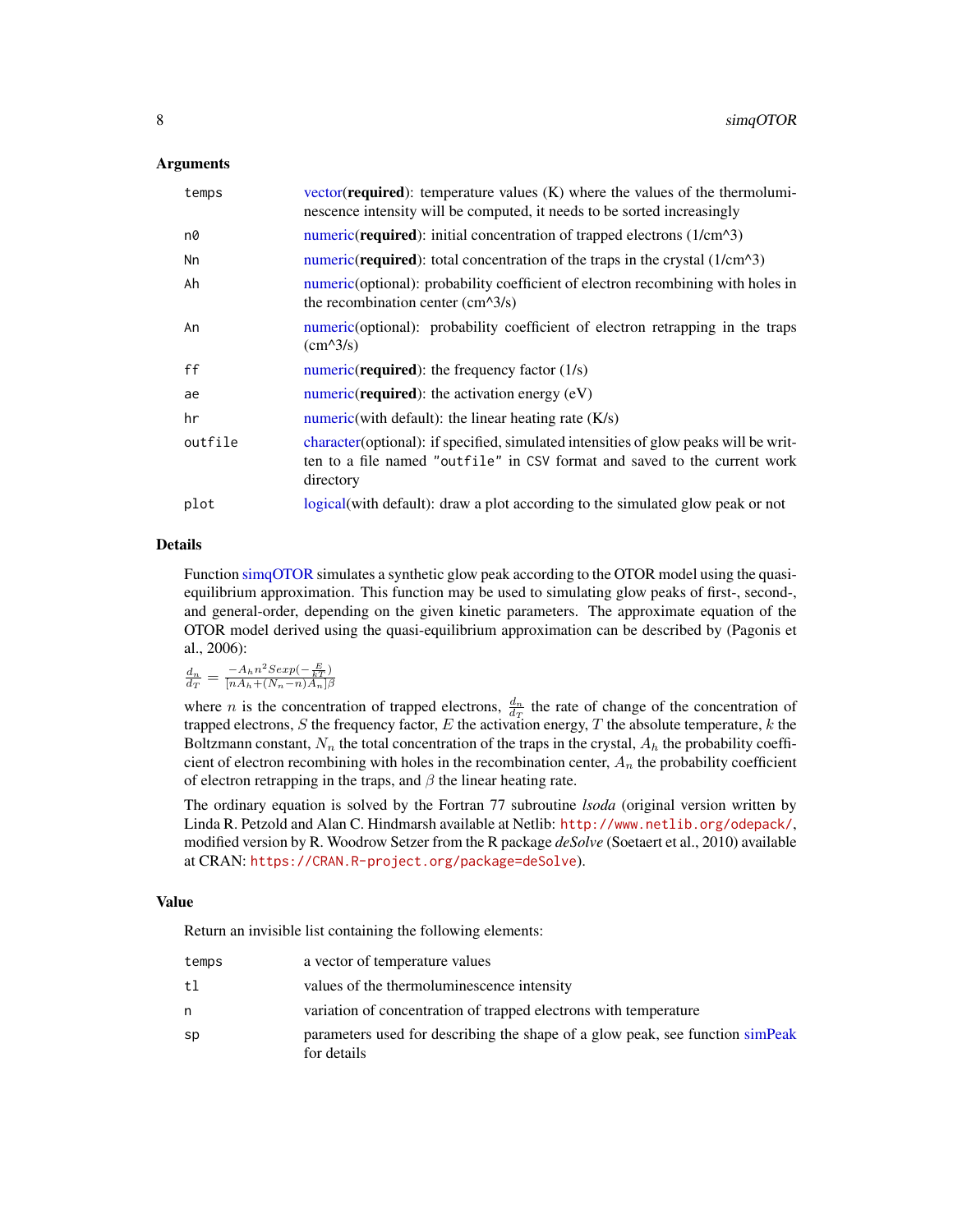### Arguments

| | |
|---|---|
| `temps` | vector(**required**): temperature values (K) where the values of the thermoluminescence intensity will be computed, it needs to be sorted increasingly |
| `n0` | numeric(**required**): initial concentration of trapped electrons (1/cm^3) |
| `Nn` | numeric(**required**): total concentration of the traps in the crystal (1/cm^3) |
| `Ah` | numeric(optional): probability coefficient of electron recombining with holes in the recombination center (cm^3/s) |
| `An` | numeric(optional): probability coefficient of electron retrapping in the traps (cm^3/s) |
| `ff` | numeric(**required**): the frequency factor (1/s) |
| `ae` | numeric(**required**): the activation energy (eV) |
| `hr` | numeric(with default): the linear heating rate (K/s) |
| `outfile` | character(optional): if specified, simulated intensities of glow peaks will be written to a file named `"outfile"` in `CSV` format and saved to the current work directory |
| `plot` | logical(with default): draw a plot according to the simulated glow peak or not |

### Details

Function simqOTOR simulates a synthetic glow peak according to the OTOR model using the quasi-equilibrium approximation. This function may be used to simulating glow peaks of first-, second-, and general-order, depending on the given kinetic parameters. The approximate equation of the OTOR model derived using the quasi-equilibrium approximation can be described by (Pagonis et al., 2006):

$$\frac{d_n}{d_T} = \frac{-A_h n^2 Sexp(-\frac{E}{kT})}{[nA_h + (N_n - n)A_n]\beta}$$

where $n$ is the concentration of trapped electrons, $\frac{d_n}{d_T}$ the rate of change of the concentration of trapped electrons, $S$ the frequency factor, $E$ the activation energy, $T$ the absolute temperature, $k$ the Boltzmann constant, $N_n$ the total concentration of the traps in the crystal, $A_h$ the probability coefficient of electron recombining with holes in the recombination center, $A_n$ the probability coefficient of electron retrapping in the traps, and $\beta$ the linear heating rate.

The ordinary equation is solved by the Fortran 77 subroutine *lsoda* (original version written by Linda R. Petzold and Alan C. Hindmarsh available at Netlib: `http://www.netlib.org/odepack/`, modified version by R. Woodrow Setzer from the R package *deSolve* (Soetaert et al., 2010) available at CRAN: `https://CRAN.R-project.org/package=deSolve`).

### Value

Return an invisible list containing the following elements:

| | |
|---|---|
| `temps` | a vector of temperature values |
| `tl` | values of the thermoluminescence intensity |
| `n` | variation of concentration of trapped electrons with temperature |
| `sp` | parameters used for describing the shape of a glow peak, see function simPeak for details |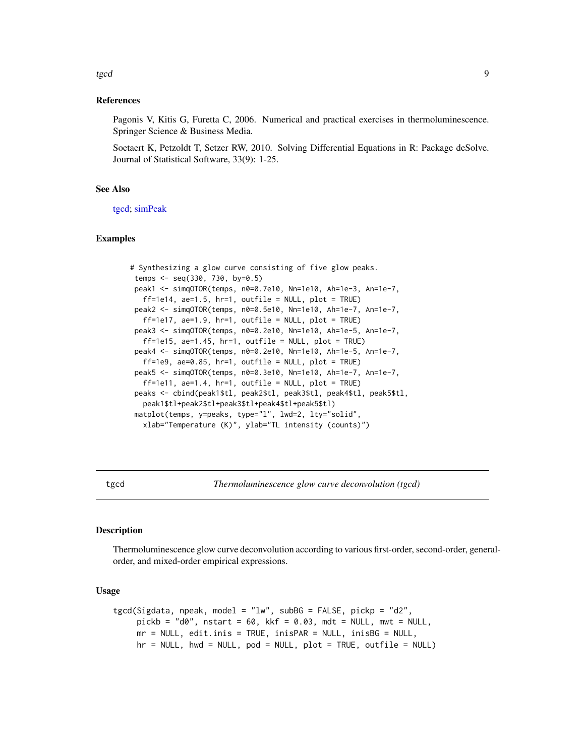### References

Pagonis V, Kitis G, Furetta C, 2006. Numerical and practical exercises in thermoluminescence. Springer Science & Business Media.

Soetaert K, Petzoldt T, Setzer RW, 2010. Solving Differential Equations in R: Package deSolve. Journal of Statistical Software, 33(9): 1-25.

### See Also

tgcd; simPeak

### Examples

```
# Synthesizing a glow curve consisting of five glow peaks.
 temps <- seq(330, 730, by=0.5)
 peak1 <- simqOTOR(temps, n0=0.7e10, Nn=1e10, Ah=1e-3, An=1e-7,
   ff=1e14, ae=1.5, hr=1, outfile = NULL, plot = TRUE)
 peak2 <- simqOTOR(temps, n0=0.5e10, Nn=1e10, Ah=1e-7, An=1e-7,
   ff=1e17, ae=1.9, hr=1, outfile = NULL, plot = TRUE)
 peak3 <- simqOTOR(temps, n0=0.2e10, Nn=1e10, Ah=1e-5, An=1e-7,
   ff=1e15, ae=1.45, hr=1, outfile = NULL, plot = TRUE)
 peak4 <- simqOTOR(temps, n0=0.2e10, Nn=1e10, Ah=1e-5, An=1e-7,
   ff=1e9, ae=0.85, hr=1, outfile = NULL, plot = TRUE)
 peak5 <- simqOTOR(temps, n0=0.3e10, Nn=1e10, Ah=1e-7, An=1e-7,
   ff=1e11, ae=1.4, hr=1, outfile = NULL, plot = TRUE)
 peaks <- cbind(peak1$tl, peak2$tl, peak3$tl, peak4$tl, peak5$tl,
   peak1$tl+peak2$tl+peak3$tl+peak4$tl+peak5$tl)
 matplot(temps, y=peaks, type="l", lwd=2, lty="solid",
   xlab="Temperature (K)", ylab="TL intensity (counts)")
```

---

## tgcd — *Thermoluminescence glow curve deconvolution (tgcd)*

### Description

Thermoluminescence glow curve deconvolution according to various first-order, second-order, general-order, and mixed-order empirical expressions.

### Usage

```
tgcd(Sigdata, npeak, model = "lw", subBG = FALSE, pickp = "d2",
     pickb = "d0", nstart = 60, kkf = 0.03, mdt = NULL, mwt = NULL,
     mr = NULL, edit.inis = TRUE, inisPAR = NULL, inisBG = NULL,
     hr = NULL, hwd = NULL, pod = NULL, plot = TRUE, outfile = NULL)
```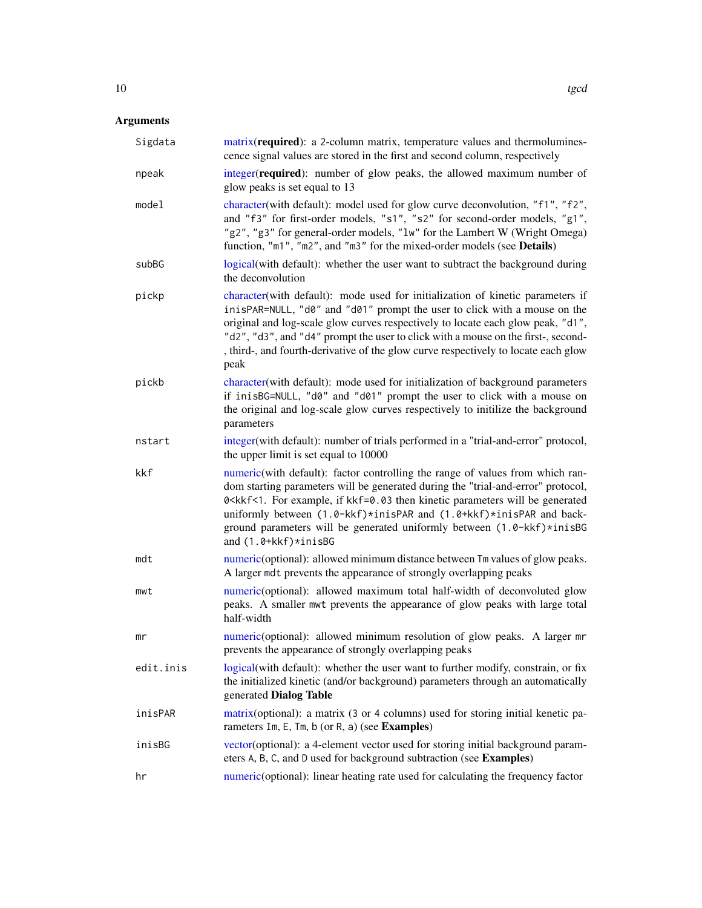## Arguments

| | |
|---|---|
| `Sigdata` | matrix(**required**): a 2-column matrix, temperature values and thermoluminescence signal values are stored in the first and second column, respectively |
| `npeak` | integer(**required**): number of glow peaks, the allowed maximum number of glow peaks is set equal to 13 |
| `model` | character(with default): model used for glow curve deconvolution, `"f1"`, `"f2"`, and `"f3"` for first-order models, `"s1"`, `"s2"` for second-order models, `"g1"`, `"g2"`, `"g3"` for general-order models, `"lw"` for the Lambert W (Wright Omega) function, `"m1"`, `"m2"`, and `"m3"` for the mixed-order models (see **Details**) |
| `subBG` | logical(with default): whether the user want to subtract the background during the deconvolution |
| `pickp` | character(with default): mode used for initialization of kinetic parameters if `inisPAR=NULL`, `"d0"` and `"d01"` prompt the user to click with a mouse on the original and log-scale glow curves respectively to locate each glow peak, `"d1"`, `"d2"`, `"d3"`, and `"d4"` prompt the user to click with a mouse on the first-, second-, third-, and fourth-derivative of the glow curve respectively to locate each glow peak |
| `pickb` | character(with default): mode used for initialization of background parameters if `inisBG=NULL`, `"d0"` and `"d01"` prompt the user to click with a mouse on the original and log-scale glow curves respectively to initilize the background parameters |
| `nstart` | integer(with default): number of trials performed in a "trial-and-error" protocol, the upper limit is set equal to 10000 |
| `kkf` | numeric(with default): factor controlling the range of values from which random starting parameters will be generated during the "trial-and-error" protocol, `0<kkf<1`. For example, if `kkf=0.03` then kinetic parameters will be generated uniformly between `(1.0-kkf)*inisPAR` and `(1.0+kkf)*inisPAR` and background parameters will be generated uniformly between `(1.0-kkf)*inisBG` and `(1.0+kkf)*inisBG` |
| `mdt` | numeric(optional): allowed minimum distance between `Tm` values of glow peaks. A larger `mdt` prevents the appearance of strongly overlapping peaks |
| `mwt` | numeric(optional): allowed maximum total half-width of deconvoluted glow peaks. A smaller `mwt` prevents the appearance of glow peaks with large total half-width |
| `mr` | numeric(optional): allowed minimum resolution of glow peaks. A larger `mr` prevents the appearance of strongly overlapping peaks |
| `edit.inis` | logical(with default): whether the user want to further modify, constrain, or fix the initialized kinetic (and/or background) parameters through an automatically generated **Dialog Table** |
| `inisPAR` | matrix(optional): a matrix (3 or 4 columns) used for storing initial kenetic parameters `Im`, `E`, `Tm`, `b` (or `R`, `a`) (see **Examples**) |
| `inisBG` | vector(optional): a 4-element vector used for storing initial background parameters `A`, `B`, `C`, and `D` used for background subtraction (see **Examples**) |
| `hr` | numeric(optional): linear heating rate used for calculating the frequency factor |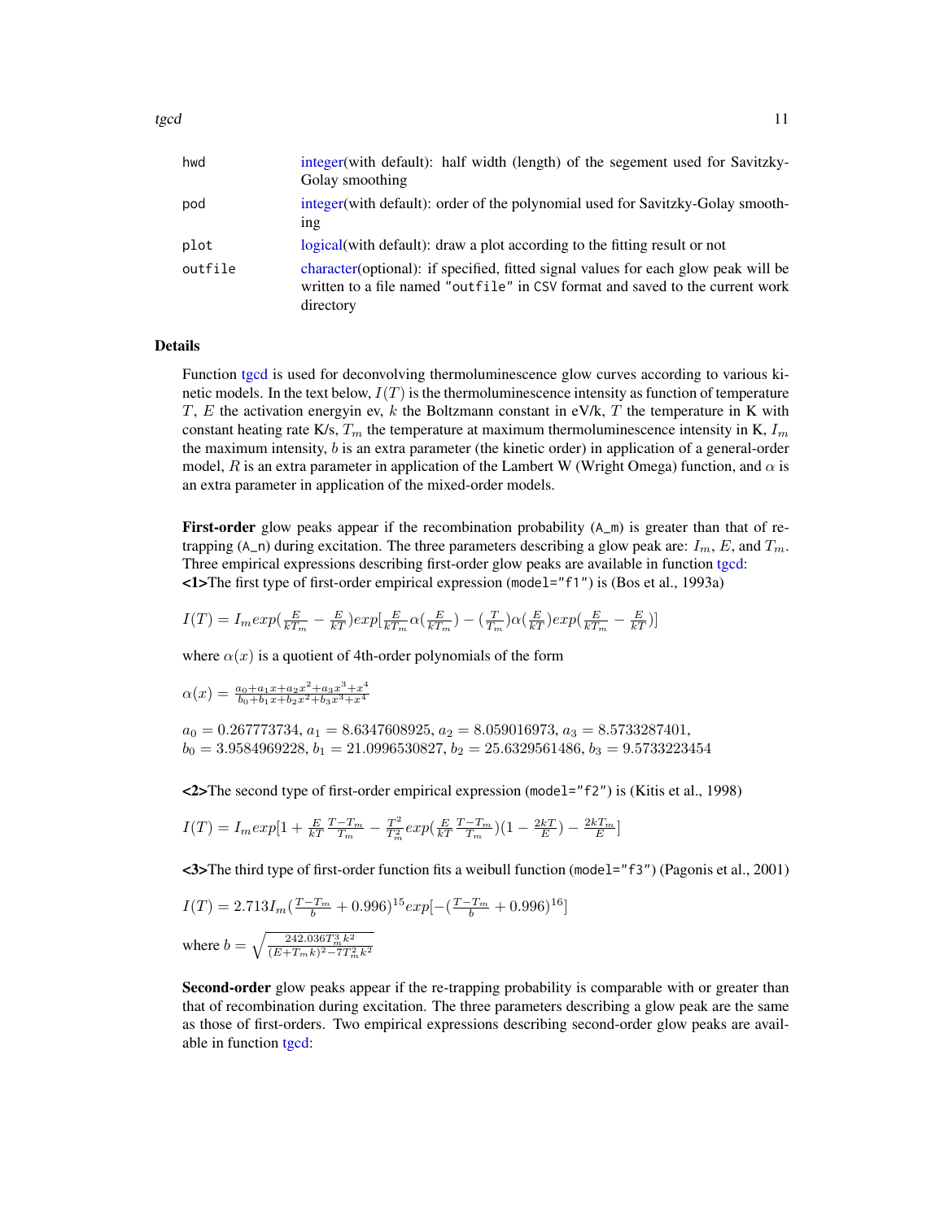| | |
|---|---|
| hwd | integer(with default): half width (length) of the segement used for Savitzky-Golay smoothing |
| pod | integer(with default): order of the polynomial used for Savitzky-Golay smoothing |
| plot | logical(with default): draw a plot according to the fitting result or not |
| outfile | character(optional): if specified, fitted signal values for each glow peak will be written to a file named "outfile" in CSV format and saved to the current work directory |

## Details

Function tgcd is used for deconvolving thermoluminescence glow curves according to various kinetic models. In the text below, $I(T)$ is the thermoluminescence intensity as function of temperature $T$, $E$ the activation energyin ev, $k$ the Boltzmann constant in eV/k, $T$ the temperature in K with constant heating rate K/s, $T_m$ the temperature at maximum thermoluminescence intensity in K, $I_m$ the maximum intensity, $b$ is an extra parameter (the kinetic order) in application of a general-order model, $R$ is an extra parameter in application of the Lambert W (Wright Omega) function, and $\alpha$ is an extra parameter in application of the mixed-order models.

**First-order** glow peaks appear if the recombination probability (A_m) is greater than that of retrapping (A_n) during excitation. The three parameters describing a glow peak are: $I_m$, $E$, and $T_m$. Three empirical expressions describing first-order glow peaks are available in function tgcd:
**<1>**The first type of first-order empirical expression (model="f1") is (Bos et al., 1993a)

$$I(T) = I_m exp(\frac{E}{kT_m} - \frac{E}{kT})exp[\frac{E}{kT_m}\alpha(\frac{E}{kT_m}) - (\frac{T}{T_m})\alpha(\frac{E}{kT})exp(\frac{E}{kT_m} - \frac{E}{kT})]$$

where $\alpha(x)$ is a quotient of 4th-order polynomials of the form

$$\alpha(x) = \frac{a_0 + a_1x + a_2x^2 + a_3x^3 + x^4}{b_0 + b_1x + b_2x^2 + b_3x^3 + x^4}$$

$a_0 = 0.267773734$, $a_1 = 8.6347608925$, $a_2 = 8.059016973$, $a_3 = 8.5733287401$,
$b_0 = 3.9584969228$, $b_1 = 21.0996530827$, $b_2 = 25.6329561486$, $b_3 = 9.5733223454$

**<2>**The second type of first-order empirical expression (model="f2") is (Kitis et al., 1998)

$$I(T) = I_m exp[1 + \frac{E}{kT}\frac{T-T_m}{T_m} - \frac{T^2}{T_m^2}exp(\frac{E}{kT}\frac{T-T_m}{T_m})(1 - \frac{2kT}{E}) - \frac{2kT_m}{E}]$$

**<3>**The third type of first-order function fits a weibull function (model="f3") (Pagonis et al., 2001)

$$I(T) = 2.713I_m(\frac{T-T_m}{b} + 0.996)^{15}exp[-(\frac{T-T_m}{b} + 0.996)^{16}]$$

where $b = \sqrt{\frac{242.036T_m^3k^2}{(E+T_mk)^2 - 7T_m^2k^2}}$

**Second-order** glow peaks appear if the re-trapping probability is comparable with or greater than that of recombination during excitation. The three parameters describing a glow peak are the same as those of first-orders. Two empirical expressions describing second-order glow peaks are available in function tgcd: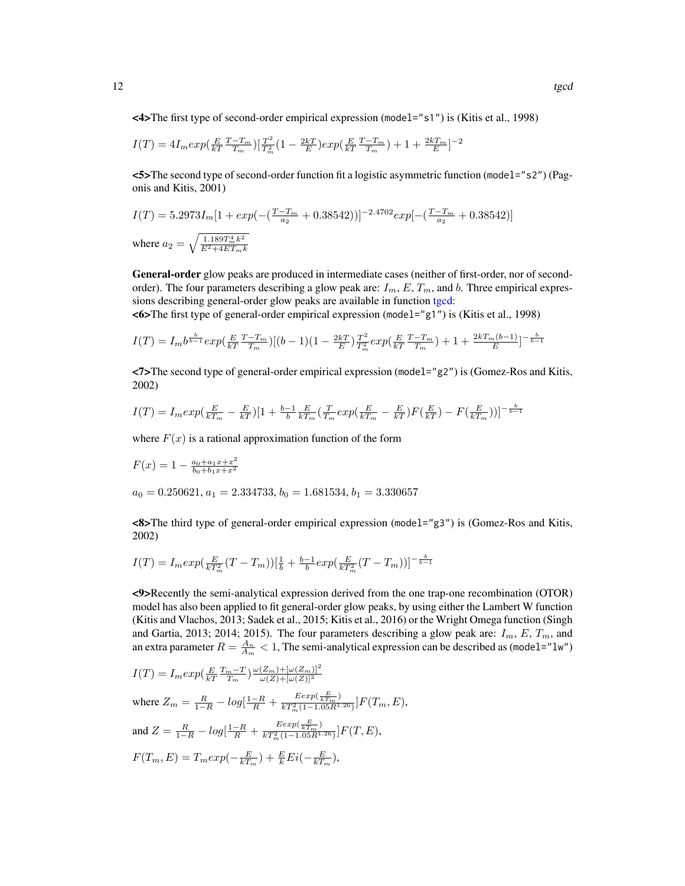**<4>**The first type of second-order empirical expression (`model="s1"`) is (Kitis et al., 1998)

$$I(T) = 4I_m exp(\frac{E}{kT}\frac{T-T_m}{T_m})[\frac{T^2}{T_m^2}(1-\frac{2kT}{E})exp(\frac{E}{kT}\frac{T-T_m}{T_m})+1+\frac{2kT_m}{E}]^{-2}$$

**<5>**The second type of second-order function fit a logistic asymmetric function (`model="s2"`) (Pagonis and Kitis, 2001)

$$I(T) = 5.2973I_m[1+exp(-(\frac{T-T_m}{a_2}+0.38542))]^{-2.4702}exp[-(\frac{T-T_m}{a_2}+0.38542)]$$

where $a_2 = \sqrt{\frac{1.189T_m^4k^2}{E^2+4ET_mk}}$

**General-order** glow peaks are produced in intermediate cases (neither of first-order, nor of second-order). The four parameters describing a glow peak are: $I_m$, $E$, $T_m$, and $b$. Three empirical expressions describing general-order glow peaks are available in function tgcd:

**<6>**The first type of general-order empirical expression (`model="g1"`) is (Kitis et al., 1998)

$$I(T) = I_m b^{\frac{b}{b-1}} exp(\frac{E}{kT}\frac{T-T_m}{T_m})[(b-1)(1-\frac{2kT}{E})\frac{T^2}{T_m^2}exp(\frac{E}{kT}\frac{T-T_m}{T_m})+1+\frac{2kT_m(b-1)}{E}]^{-\frac{b}{b-1}}$$

**<7>**The second type of general-order empirical expression (`model="g2"`) is (Gomez-Ros and Kitis, 2002)

$$I(T) = I_m exp(\frac{E}{kT_m}-\frac{E}{kT})[1+\frac{b-1}{b}\frac{E}{kT_m}(\frac{T}{T_m}exp(\frac{E}{kT_m}-\frac{E}{kT})F(\frac{E}{kT})-F(\frac{E}{kT_m}))]^{-\frac{b}{b-1}}$$

where $F(x)$ is a rational approximation function of the form

$$F(x) = 1-\frac{a_0+a_1x+x^2}{b_0+b_1x+x^2}$$

$a_0 = 0.250621$, $a_1 = 2.334733$, $b_0 = 1.681534$, $b_1 = 3.330657$

**<8>**The third type of general-order empirical expression (`model="g3"`) is (Gomez-Ros and Kitis, 2002)

$$I(T) = I_m exp(\frac{E}{kT_m^2}(T-T_m))[\frac{1}{b}+\frac{b-1}{b}exp(\frac{E}{kT_m^2}(T-T_m))]^{-\frac{b}{b-1}}$$

**<9>**Recently the semi-analytical expression derived from the one trap-one recombination (OTOR) model has also been applied to fit general-order glow peaks, by using either the Lambert W function (Kitis and Vlachos, 2013; Sadek et al., 2015; Kitis et al., 2016) or the Wright Omega function (Singh and Gartia, 2013; 2014; 2015). The four parameters describing a glow peak are: $I_m$, $E$, $T_m$, and an extra parameter $R = \frac{A_n}{A_m} < 1$, The semi-analytical expression can be described as (`model="lw"`)

$$I(T) = I_m exp(\frac{E}{kT}\frac{T_m-T}{T_m})\frac{\omega(Z_m)+[\omega(Z_m)]^2}{\omega(Z)+[\omega(Z)]^2}$$

where $Z_m = \frac{R}{1-R} - log[\frac{1-R}{R} + \frac{Eexp(\frac{E}{kT_m})}{kT_m^2(1-1.05R^{1.26})}]F(T_m, E)$,

and $Z = \frac{R}{1-R} - log[\frac{1-R}{R} + \frac{Eexp(\frac{E}{kT_m})}{kT_m^2(1-1.05R^{1.26})}]F(T, E)$,

$F(T_m, E) = T_m exp(-\frac{E}{kT_m}) + \frac{E}{k}Ei(-\frac{E}{kT_m})$,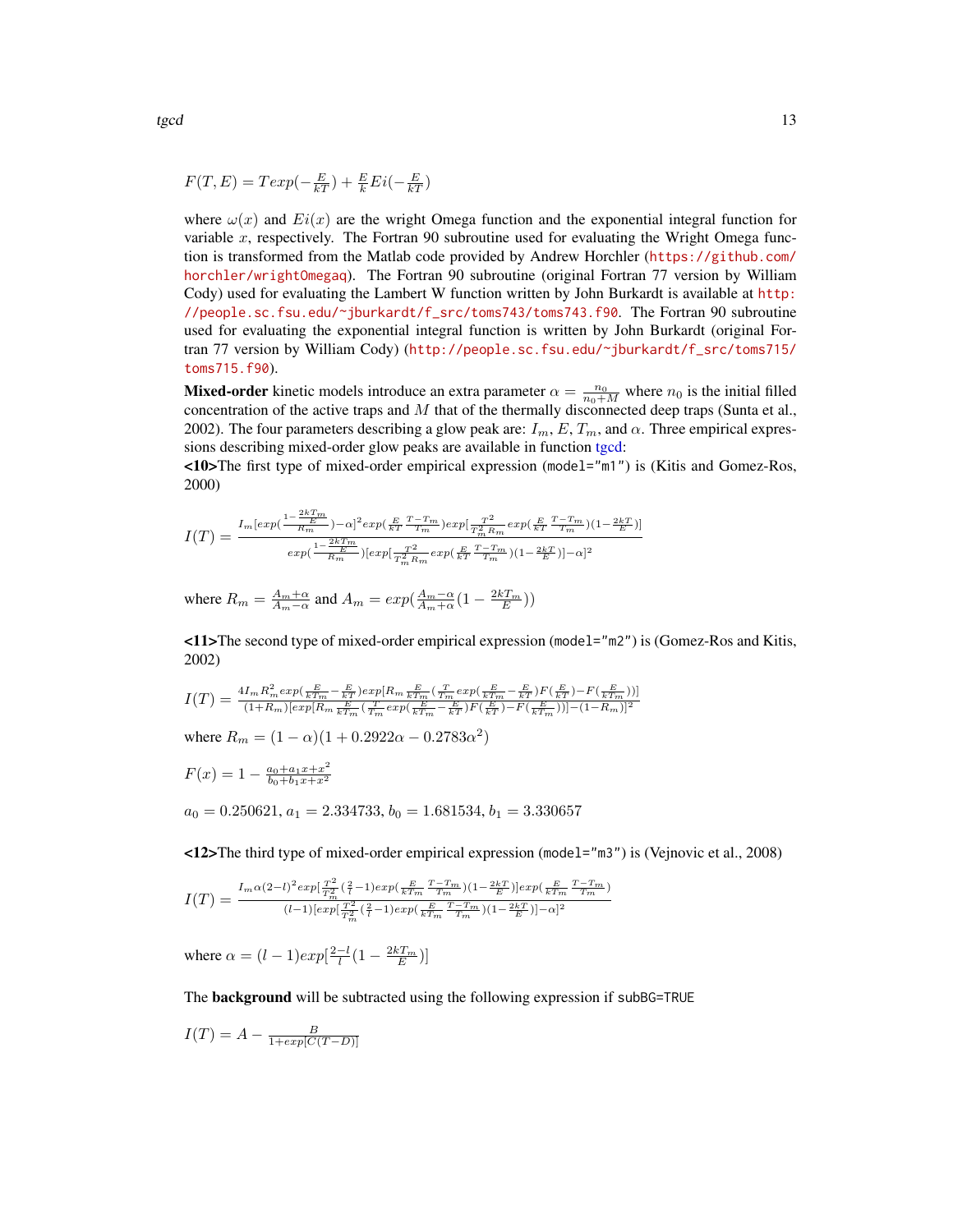$F(T,E) = Texp(-\frac{E}{kT}) + \frac{E}{k}Ei(-\frac{E}{kT})$

where $\omega(x)$ and $Ei(x)$ are the wright Omega function and the exponential integral function for variable $x$, respectively. The Fortran 90 subroutine used for evaluating the Wright Omega function is transformed from the Matlab code provided by Andrew Horchler (https://github.com/horchler/wrightOmegaq). The Fortran 90 subroutine (original Fortran 77 version by William Cody) used for evaluating the Lambert W function written by John Burkardt is available at http://people.sc.fsu.edu/~jburkardt/f_src/toms743/toms743.f90. The Fortran 90 subroutine used for evaluating the exponential integral function is written by John Burkardt (original Fortran 77 version by William Cody) (http://people.sc.fsu.edu/~jburkardt/f_src/toms715/toms715.f90).

**Mixed-order** kinetic models introduce an extra parameter $\alpha = \frac{n_0}{n_0+M}$ where $n_0$ is the initial filled concentration of the active traps and $M$ that of the thermally disconnected deep traps (Sunta et al., 2002). The four parameters describing a glow peak are: $I_m$, $E$, $T_m$, and $\alpha$. Three empirical expressions describing mixed-order glow peaks are available in function tgcd:

**<10>**The first type of mixed-order empirical expression (`model="m1"`) is (Kitis and Gomez-Ros, 2000)

$$I(T) = \frac{I_m[exp(\frac{1-\frac{2kT_m}{E}}{R_m})-\alpha]^2 exp(\frac{E}{kT}\frac{T-T_m}{T_m})exp[\frac{T^2}{T_m^2 R_m}exp(\frac{E}{kT}\frac{T-T_m}{T_m})(1-\frac{2kT}{E})]}{exp(\frac{1-\frac{2kT_m}{E}}{R_m})[exp[\frac{T^2}{T_m^2 R_m}exp(\frac{E}{kT}\frac{T-T_m}{T_m})(1-\frac{2kT}{E})]-\alpha]^2}$$

where $R_m = \frac{A_m+\alpha}{A_m-\alpha}$ and $A_m = exp(\frac{A_m-\alpha}{A_m+\alpha}(1-\frac{2kT_m}{E}))$

**<11>**The second type of mixed-order empirical expression (`model="m2"`) is (Gomez-Ros and Kitis, 2002)

$$I(T) = \frac{4I_m R_m^2 exp(\frac{E}{kT_m}-\frac{E}{kT})exp[R_m\frac{E}{kT_m}(\frac{T}{T_m}exp(\frac{E}{kT_m}-\frac{E}{kT})F(\frac{E}{kT})-F(\frac{E}{kT_m}))]}{(1+R_m)[exp[R_m\frac{E}{kT_m}(\frac{T}{T_m}exp(\frac{E}{kT_m}-\frac{E}{kT})F(\frac{E}{kT})-F(\frac{E}{kT_m}))]-(1-R_m)]^2}$$

where $R_m = (1-\alpha)(1+0.2922\alpha-0.2783\alpha^2)$

$F(x) = 1 - \frac{a_0+a_1x+x^2}{b_0+b_1x+x^2}$

$a_0 = 0.250621$, $a_1 = 2.334733$, $b_0 = 1.681534$, $b_1 = 3.330657$

**<12>**The third type of mixed-order empirical expression (`model="m3"`) is (Vejnovic et al., 2008)

$$I(T) = \frac{I_m\alpha(2-l)^2 exp[\frac{T^2}{T_m^2}(\frac{2}{l}-1)exp(\frac{E}{kT_m}\frac{T-T_m}{T_m})(1-\frac{2kT}{E})]exp(\frac{E}{kT_m}\frac{T-T_m}{T_m})}{(l-1)[exp[\frac{T^2}{T_m^2}(\frac{2}{l}-1)exp(\frac{E}{kT_m}\frac{T-T_m}{T_m})(1-\frac{2kT}{E})]-\alpha]^2}$$

where $\alpha = (l-1)exp[\frac{2-l}{l}(1-\frac{2kT_m}{E})]$

The **background** will be subtracted using the following expression if `subBG=TRUE`

$I(T) = A - \frac{B}{1+exp[C(T-D)]}$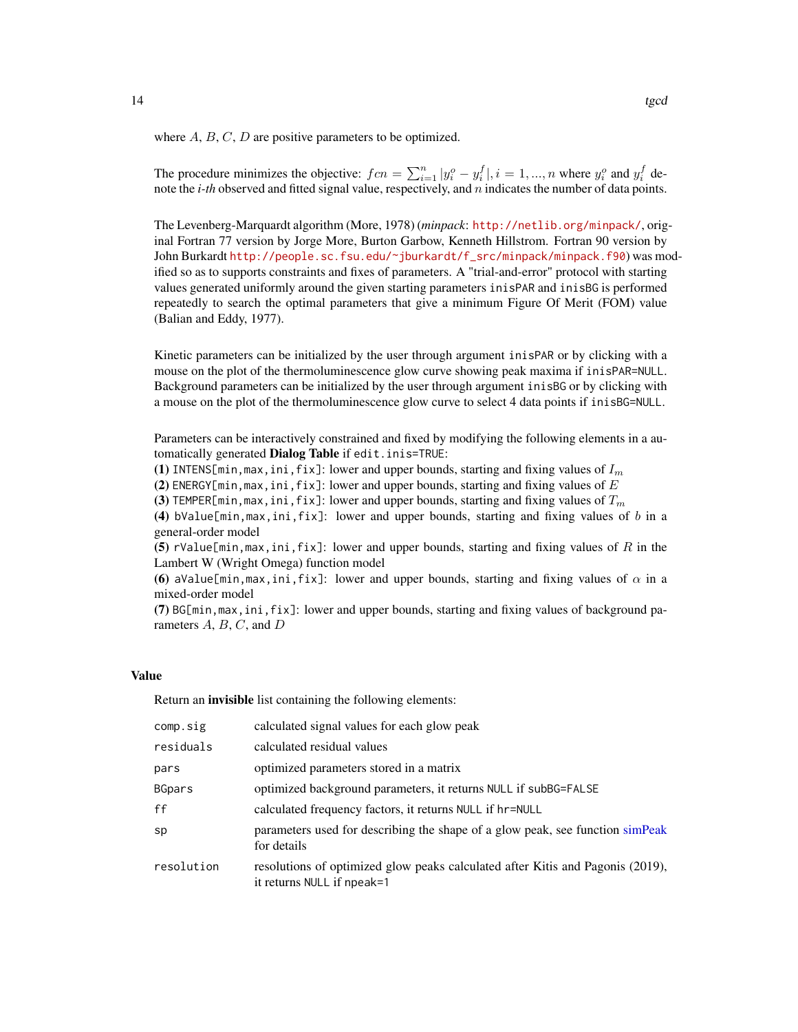where $A$, $B$, $C$, $D$ are positive parameters to be optimized.

The procedure minimizes the objective: $fcn = \sum_{i=1}^{n} |y_i^o - y_i^f|, i = 1, ..., n$ where $y_i^o$ and $y_i^f$ denote the *i-th* observed and fitted signal value, respectively, and $n$ indicates the number of data points.

The Levenberg-Marquardt algorithm (More, 1978) (*minpack*: http://netlib.org/minpack/, original Fortran 77 version by Jorge More, Burton Garbow, Kenneth Hillstrom. Fortran 90 version by John Burkardt http://people.sc.fsu.edu/~jburkardt/f_src/minpack/minpack.f90) was modified so as to supports constraints and fixes of parameters. A "trial-and-error" protocol with starting values generated uniformly around the given starting parameters `inisPAR` and `inisBG` is performed repeatedly to search the optimal parameters that give a minimum Figure Of Merit (FOM) value (Balian and Eddy, 1977).

Kinetic parameters can be initialized by the user through argument `inisPAR` or by clicking with a mouse on the plot of the thermoluminescence glow curve showing peak maxima if `inisPAR=NULL`. Background parameters can be initialized by the user through argument `inisBG` or by clicking with a mouse on the plot of the thermoluminescence glow curve to select 4 data points if `inisBG=NULL`.

Parameters can be interactively constrained and fixed by modifying the following elements in a automatically generated **Dialog Table** if `edit.inis=TRUE`:  
**(1)** `INTENS[min,max,ini,fix]`: lower and upper bounds, starting and fixing values of $I_m$  
**(2)** `ENERGY[min,max,ini,fix]`: lower and upper bounds, starting and fixing values of $E$  
**(3)** `TEMPER[min,max,ini,fix]`: lower and upper bounds, starting and fixing values of $T_m$  
**(4)** `bValue[min,max,ini,fix]`: lower and upper bounds, starting and fixing values of $b$ in a general-order model  
**(5)** `rValue[min,max,ini,fix]`: lower and upper bounds, starting and fixing values of $R$ in the Lambert W (Wright Omega) function model  
**(6)** `aValue[min,max,ini,fix]`: lower and upper bounds, starting and fixing values of $\alpha$ in a mixed-order model  
**(7)** `BG[min,max,ini,fix]`: lower and upper bounds, starting and fixing values of background parameters $A$, $B$, $C$, and $D$

## Value

Return an **invisible** list containing the following elements:

| | |
|---|---|
| `comp.sig` | calculated signal values for each glow peak |
| `residuals` | calculated residual values |
| `pars` | optimized parameters stored in a matrix |
| `BGpars` | optimized background parameters, it returns `NULL` if `subBG=FALSE` |
| `ff` | calculated frequency factors, it returns `NULL` if `hr=NULL` |
| `sp` | parameters used for describing the shape of a glow peak, see function simPeak for details |
| `resolution` | resolutions of optimized glow peaks calculated after Kitis and Pagonis (2019), it returns `NULL` if `npeak=1` |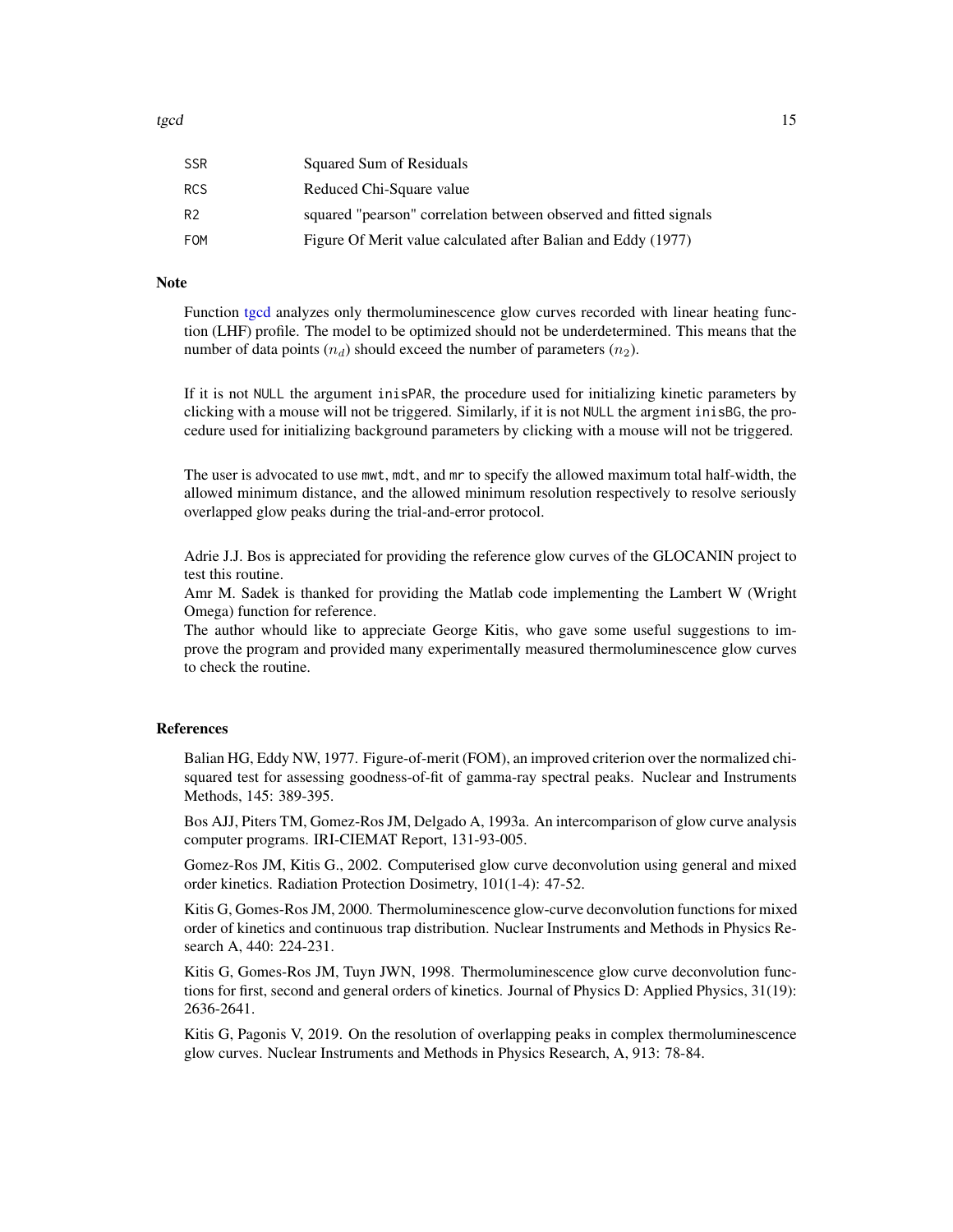| | |
|---|---|
| SSR | Squared Sum of Residuals |
| RCS | Reduced Chi-Square value |
| R2 | squared "pearson" correlation between observed and fitted signals |
| FOM | Figure Of Merit value calculated after Balian and Eddy (1977) |

## Note

Function tgcd analyzes only thermoluminescence glow curves recorded with linear heating function (LHF) profile. The model to be optimized should not be underdetermined. This means that the number of data points ($n_d$) should exceed the number of parameters ($n_2$).

If it is not NULL the argument inisPAR, the procedure used for initializing kinetic parameters by clicking with a mouse will not be triggered. Similarly, if it is not NULL the argment inisBG, the procedure used for initializing background parameters by clicking with a mouse will not be triggered.

The user is advocated to use mwt, mdt, and mr to specify the allowed maximum total half-width, the allowed minimum distance, and the allowed minimum resolution respectively to resolve seriously overlapped glow peaks during the trial-and-error protocol.

Adrie J.J. Bos is appreciated for providing the reference glow curves of the GLOCANIN project to test this routine.
Amr M. Sadek is thanked for providing the Matlab code implementing the Lambert W (Wright Omega) function for reference.
The author whould like to appreciate George Kitis, who gave some useful suggestions to improve the program and provided many experimentally measured thermoluminescence glow curves to check the routine.

## References

Balian HG, Eddy NW, 1977. Figure-of-merit (FOM), an improved criterion over the normalized chi-squared test for assessing goodness-of-fit of gamma-ray spectral peaks. Nuclear and Instruments Methods, 145: 389-395.

Bos AJJ, Piters TM, Gomez-Ros JM, Delgado A, 1993a. An intercomparison of glow curve analysis computer programs. IRI-CIEMAT Report, 131-93-005.

Gomez-Ros JM, Kitis G., 2002. Computerised glow curve deconvolution using general and mixed order kinetics. Radiation Protection Dosimetry, 101(1-4): 47-52.

Kitis G, Gomes-Ros JM, 2000. Thermoluminescence glow-curve deconvolution functions for mixed order of kinetics and continuous trap distribution. Nuclear Instruments and Methods in Physics Research A, 440: 224-231.

Kitis G, Gomes-Ros JM, Tuyn JWN, 1998. Thermoluminescence glow curve deconvolution functions for first, second and general orders of kinetics. Journal of Physics D: Applied Physics, 31(19): 2636-2641.

Kitis G, Pagonis V, 2019. On the resolution of overlapping peaks in complex thermoluminescence glow curves. Nuclear Instruments and Methods in Physics Research, A, 913: 78-84.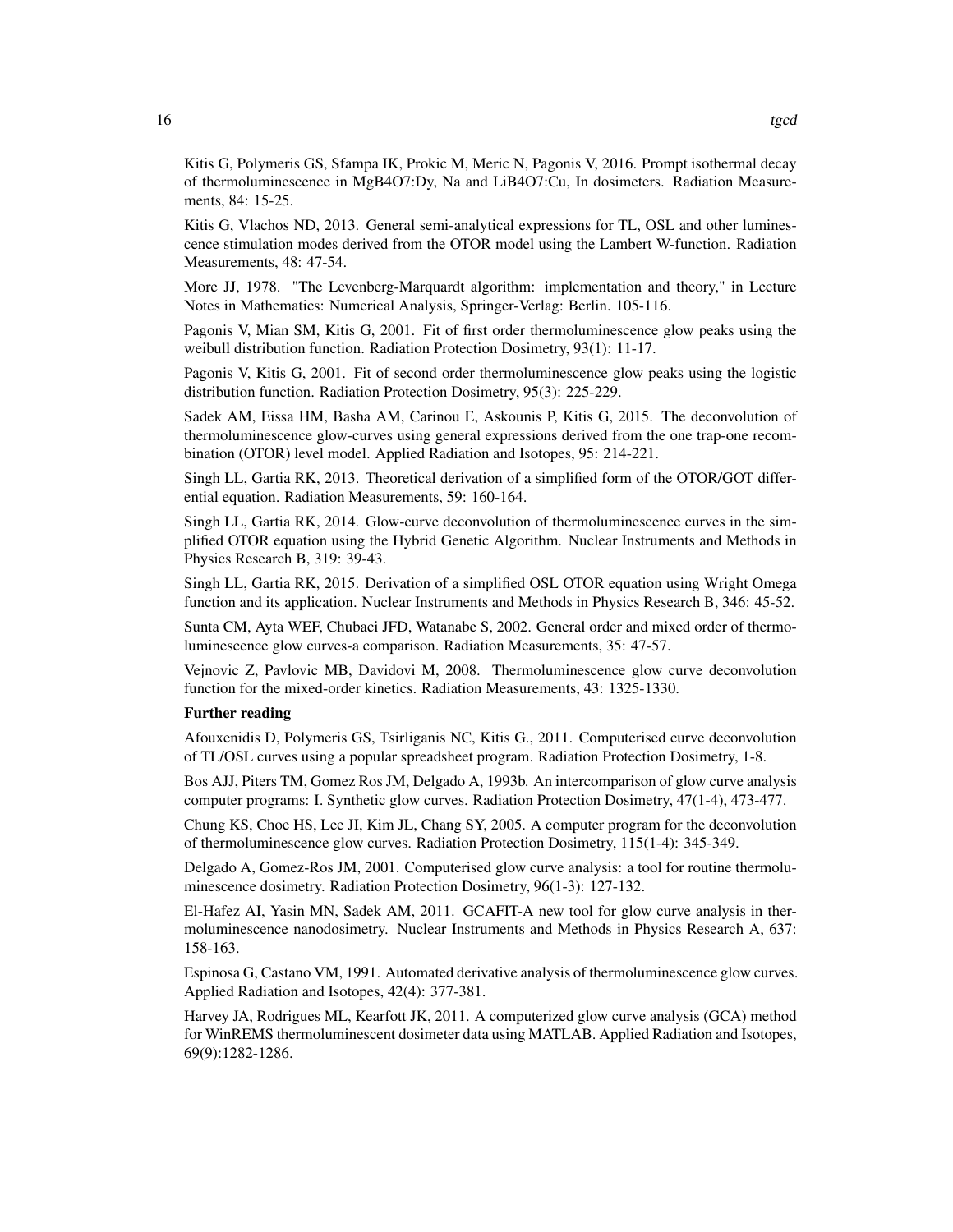Kitis G, Polymeris GS, Sfampa IK, Prokic M, Meric N, Pagonis V, 2016. Prompt isothermal decay of thermoluminescence in MgB4O7:Dy, Na and LiB4O7:Cu, In dosimeters. Radiation Measurements, 84: 15-25.

Kitis G, Vlachos ND, 2013. General semi-analytical expressions for TL, OSL and other luminescence stimulation modes derived from the OTOR model using the Lambert W-function. Radiation Measurements, 48: 47-54.

More JJ, 1978. "The Levenberg-Marquardt algorithm: implementation and theory," in Lecture Notes in Mathematics: Numerical Analysis, Springer-Verlag: Berlin. 105-116.

Pagonis V, Mian SM, Kitis G, 2001. Fit of first order thermoluminescence glow peaks using the weibull distribution function. Radiation Protection Dosimetry, 93(1): 11-17.

Pagonis V, Kitis G, 2001. Fit of second order thermoluminescence glow peaks using the logistic distribution function. Radiation Protection Dosimetry, 95(3): 225-229.

Sadek AM, Eissa HM, Basha AM, Carinou E, Askounis P, Kitis G, 2015. The deconvolution of thermoluminescence glow-curves using general expressions derived from the one trap-one recombination (OTOR) level model. Applied Radiation and Isotopes, 95: 214-221.

Singh LL, Gartia RK, 2013. Theoretical derivation of a simplified form of the OTOR/GOT differential equation. Radiation Measurements, 59: 160-164.

Singh LL, Gartia RK, 2014. Glow-curve deconvolution of thermoluminescence curves in the simplified OTOR equation using the Hybrid Genetic Algorithm. Nuclear Instruments and Methods in Physics Research B, 319: 39-43.

Singh LL, Gartia RK, 2015. Derivation of a simplified OSL OTOR equation using Wright Omega function and its application. Nuclear Instruments and Methods in Physics Research B, 346: 45-52.

Sunta CM, Ayta WEF, Chubaci JFD, Watanabe S, 2002. General order and mixed order of thermoluminescence glow curves-a comparison. Radiation Measurements, 35: 47-57.

Vejnovic Z, Pavlovic MB, Davidovi M, 2008. Thermoluminescence glow curve deconvolution function for the mixed-order kinetics. Radiation Measurements, 43: 1325-1330.

**Further reading**

Afouxenidis D, Polymeris GS, Tsirliganis NC, Kitis G., 2011. Computerised curve deconvolution of TL/OSL curves using a popular spreadsheet program. Radiation Protection Dosimetry, 1-8.

Bos AJJ, Piters TM, Gomez Ros JM, Delgado A, 1993b. An intercomparison of glow curve analysis computer programs: I. Synthetic glow curves. Radiation Protection Dosimetry, 47(1-4), 473-477.

Chung KS, Choe HS, Lee JI, Kim JL, Chang SY, 2005. A computer program for the deconvolution of thermoluminescence glow curves. Radiation Protection Dosimetry, 115(1-4): 345-349.

Delgado A, Gomez-Ros JM, 2001. Computerised glow curve analysis: a tool for routine thermoluminescence dosimetry. Radiation Protection Dosimetry, 96(1-3): 127-132.

El-Hafez AI, Yasin MN, Sadek AM, 2011. GCAFIT-A new tool for glow curve analysis in thermoluminescence nanodosimetry. Nuclear Instruments and Methods in Physics Research A, 637: 158-163.

Espinosa G, Castano VM, 1991. Automated derivative analysis of thermoluminescence glow curves. Applied Radiation and Isotopes, 42(4): 377-381.

Harvey JA, Rodrigues ML, Kearfott JK, 2011. A computerized glow curve analysis (GCA) method for WinREMS thermoluminescent dosimeter data using MATLAB. Applied Radiation and Isotopes, 69(9):1282-1286.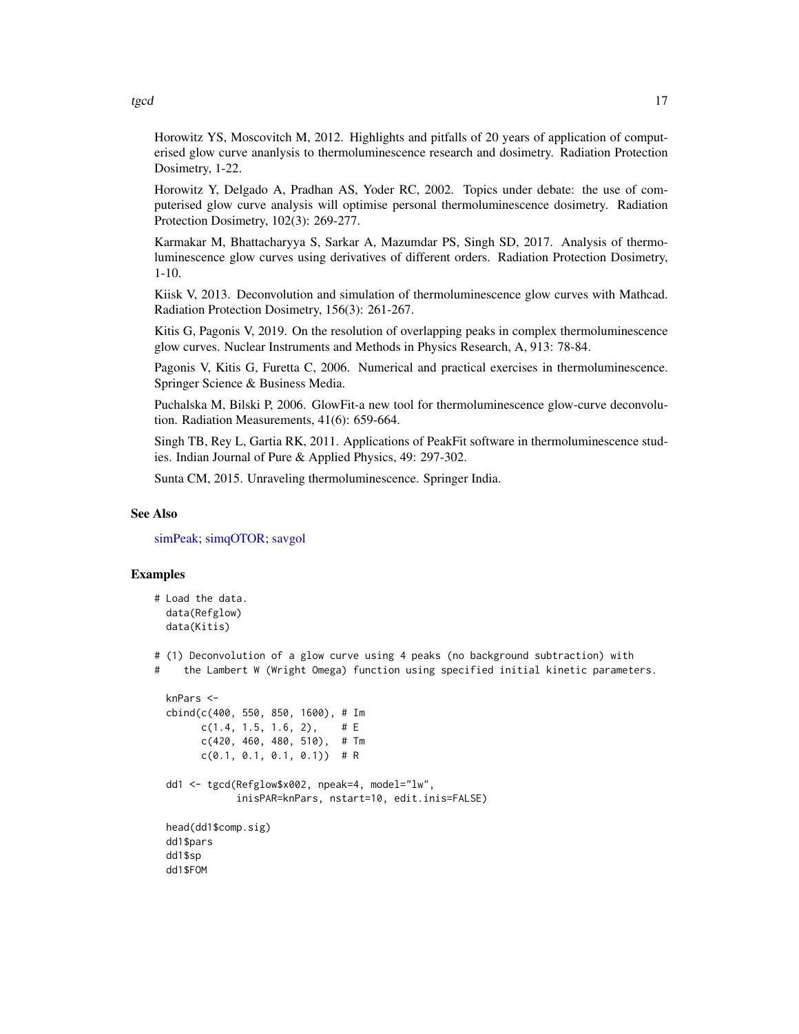Horowitz YS, Moscovitch M, 2012. Highlights and pitfalls of 20 years of application of computerised glow curve ananlysis to thermoluminescence research and dosimetry. Radiation Protection Dosimetry, 1-22.

Horowitz Y, Delgado A, Pradhan AS, Yoder RC, 2002. Topics under debate: the use of computerised glow curve analysis will optimise personal thermoluminescence dosimetry. Radiation Protection Dosimetry, 102(3): 269-277.

Karmakar M, Bhattacharyya S, Sarkar A, Mazumdar PS, Singh SD, 2017. Analysis of thermoluminescence glow curves using derivatives of different orders. Radiation Protection Dosimetry, 1-10.

Kiisk V, 2013. Deconvolution and simulation of thermoluminescence glow curves with Mathcad. Radiation Protection Dosimetry, 156(3): 261-267.

Kitis G, Pagonis V, 2019. On the resolution of overlapping peaks in complex thermoluminescence glow curves. Nuclear Instruments and Methods in Physics Research, A, 913: 78-84.

Pagonis V, Kitis G, Furetta C, 2006. Numerical and practical exercises in thermoluminescence. Springer Science & Business Media.

Puchalska M, Bilski P, 2006. GlowFit-a new tool for thermoluminescence glow-curve deconvolution. Radiation Measurements, 41(6): 659-664.

Singh TB, Rey L, Gartia RK, 2011. Applications of PeakFit software in thermoluminescence studies. Indian Journal of Pure & Applied Physics, 49: 297-302.

Sunta CM, 2015. Unraveling thermoluminescence. Springer India.

## See Also

simPeak; simqOTOR; savgol

## Examples

```
# Load the data.
  data(Refglow)
  data(Kitis)

# (1) Deconvolution of a glow curve using 4 peaks (no background subtraction) with
#    the Lambert W (Wright Omega) function using specified initial kinetic parameters.

  knPars <-
  cbind(c(400, 550, 850, 1600), # Im
        c(1.4, 1.5, 1.6, 2),    # E
        c(420, 460, 480, 510),  # Tm
        c(0.1, 0.1, 0.1, 0.1))  # R

  dd1 <- tgcd(Refglow$x002, npeak=4, model="lw",
              inisPAR=knPars, nstart=10, edit.inis=FALSE)

  head(dd1$comp.sig)
  dd1$pars
  dd1$sp
  dd1$FOM
```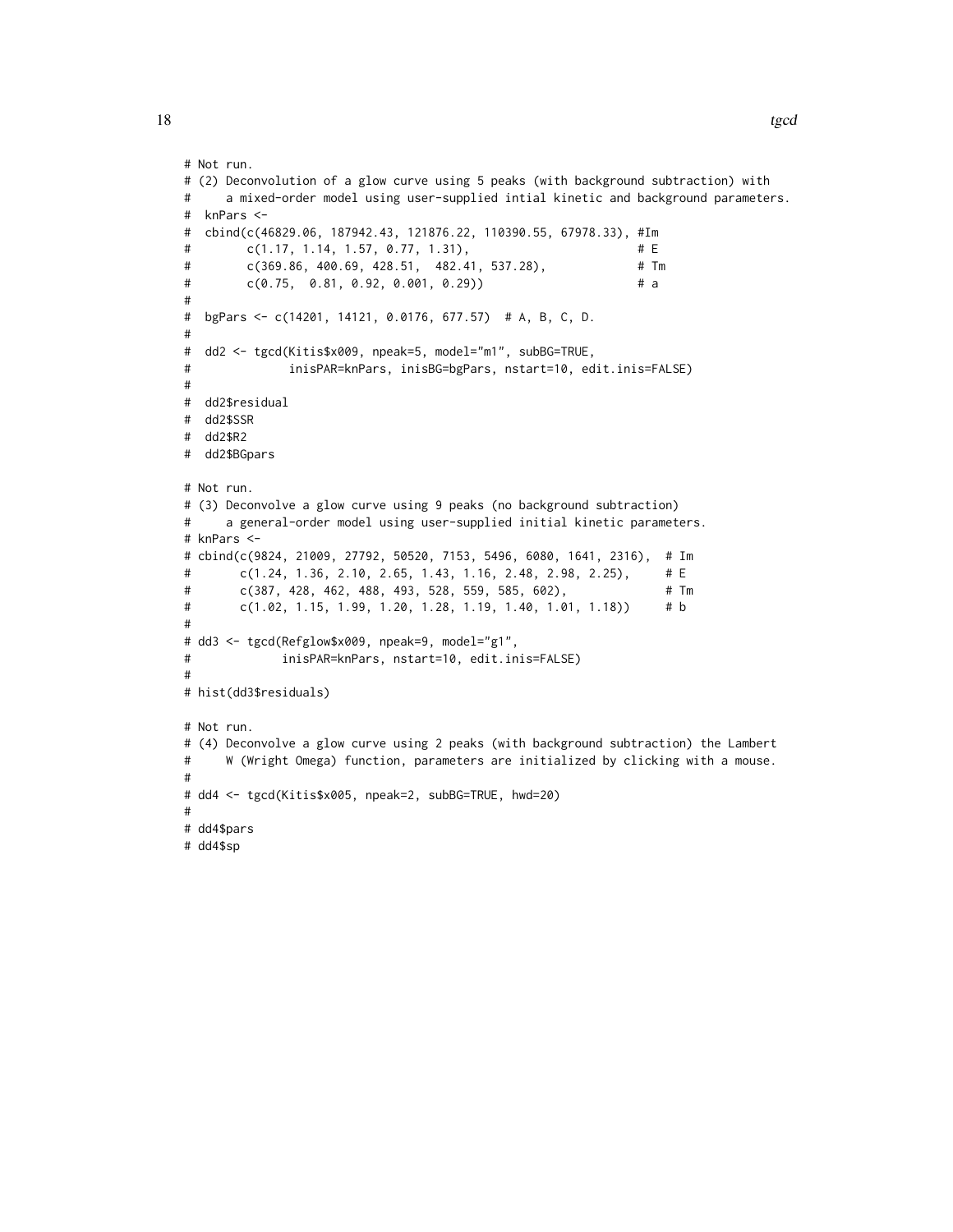```
# Not run.
# (2) Deconvolution of a glow curve using 5 peaks (with background subtraction) with
#     a mixed-order model using user-supplied intial kinetic and background parameters.
#  knPars <-
#  cbind(c(46829.06, 187942.43, 121876.22, 110390.55, 67978.33), #Im
#        c(1.17, 1.14, 1.57, 0.77, 1.31),                        # E
#        c(369.86, 400.69, 428.51,  482.41, 537.28),             # Tm
#        c(0.75,  0.81, 0.92, 0.001, 0.29))                      # a
#
#  bgPars <- c(14201, 14121, 0.0176, 677.57)  # A, B, C, D.
#
#  dd2 <- tgcd(Kitis$x009, npeak=5, model="m1", subBG=TRUE,
#              inisPAR=knPars, inisBG=bgPars, nstart=10, edit.inis=FALSE)
#
#  dd2$residual
#  dd2$SSR
#  dd2$R2
#  dd2$BGpars

# Not run.
# (3) Deconvolve a glow curve using 9 peaks (no background subtraction)
#     a general-order model using user-supplied initial kinetic parameters.
# knPars <-
# cbind(c(9824, 21009, 27792, 50520, 7153, 5496, 6080, 1641, 2316),  # Im
#       c(1.24, 1.36, 2.10, 2.65, 1.43, 1.16, 2.48, 2.98, 2.25),     # E
#       c(387, 428, 462, 488, 493, 528, 559, 585, 602),              # Tm
#       c(1.02, 1.15, 1.99, 1.20, 1.28, 1.19, 1.40, 1.01, 1.18))     # b
#
# dd3 <- tgcd(Refglow$x009, npeak=9, model="g1",
#             inisPAR=knPars, nstart=10, edit.inis=FALSE)
#
# hist(dd3$residuals)

# Not run.
# (4) Deconvolve a glow curve using 2 peaks (with background subtraction) the Lambert
#     W (Wright Omega) function, parameters are initialized by clicking with a mouse.
#
# dd4 <- tgcd(Kitis$x005, npeak=2, subBG=TRUE, hwd=20)
#
# dd4$pars
# dd4$sp
```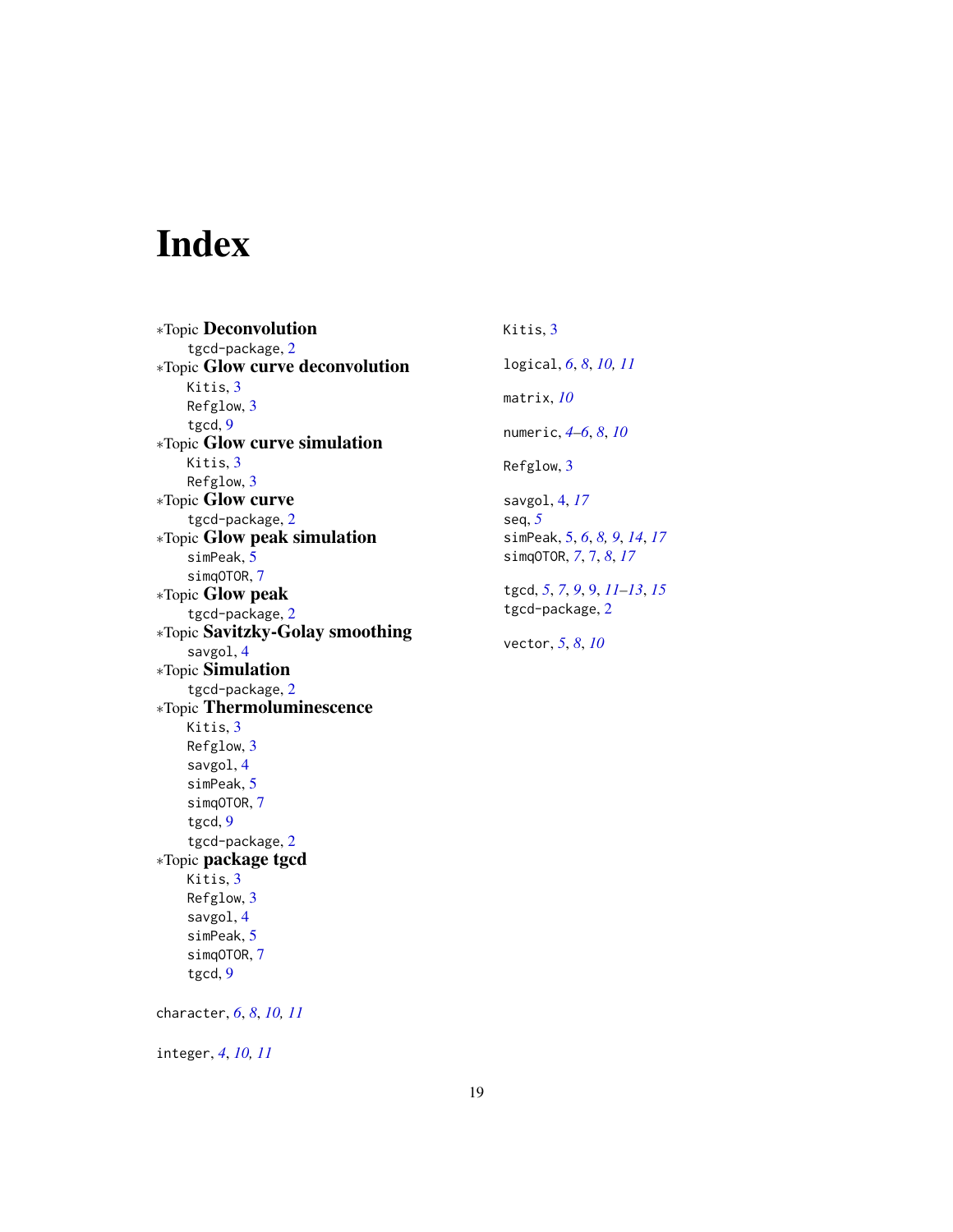# Index

*Topic **Deconvolution**
  tgcd-package, 2
*Topic **Glow curve deconvolution**
  Kitis, 3
  Refglow, 3
  tgcd, 9
*Topic **Glow curve simulation**
  Kitis, 3
  Refglow, 3
*Topic **Glow curve**
  tgcd-package, 2
*Topic **Glow peak simulation**
  simPeak, 5
  simqOTOR, 7
*Topic **Glow peak**
  tgcd-package, 2
*Topic **Savitzky-Golay smoothing**
  savgol, 4
*Topic **Simulation**
  tgcd-package, 2
*Topic **Thermoluminescence**
  Kitis, 3
  Refglow, 3
  savgol, 4
  simPeak, 5
  simqOTOR, 7
  tgcd, 9
  tgcd-package, 2
*Topic **package tgcd**
  Kitis, 3
  Refglow, 3
  savgol, 4
  simPeak, 5
  simqOTOR, 7
  tgcd, 9

character, *6*, *8*, *10, 11*

integer, *4*, *10, 11*

Kitis, 3

logical, *6*, *8*, *10, 11*

matrix, *10*

numeric, *4–6*, *8*, *10*

Refglow, 3

savgol, 4, *17*
seq, *5*
simPeak, 5, *6*, *8, 9*, *14*, *17*
simqOTOR, *7*, 7, *8*, *17*

tgcd, *5*, *7*, *9*, 9, *11–13*, *15*
tgcd-package, 2

vector, *5*, *8*, *10*